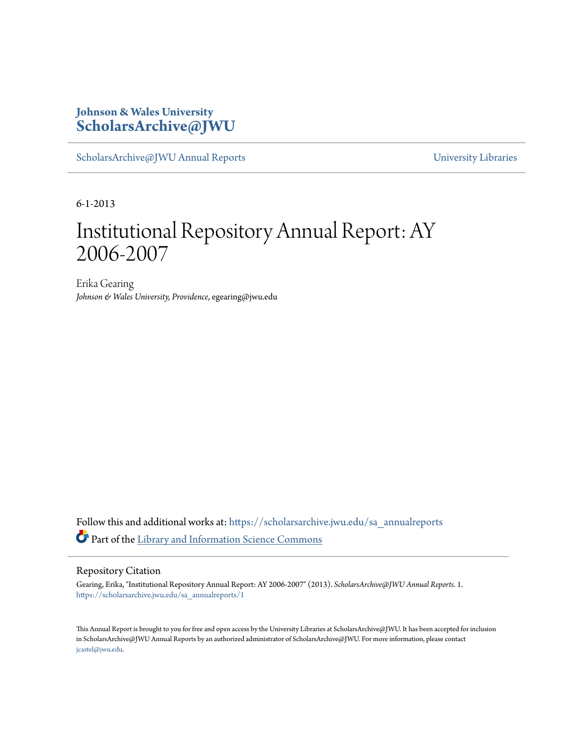**Johnson & Wales University**
**ScholarsArchive@JWU**

ScholarsArchive@JWU Annual Reports | University Libraries

6-1-2013

# Institutional Repository Annual Report: AY 2006-2007

Erika Gearing
*Johnson & Wales University, Providence*, egearing@jwu.edu

Follow this and additional works at: https://scholarsarchive.jwu.edu/sa_annualreports

Part of the Library and Information Science Commons

## Repository Citation

Gearing, Erika, "Institutional Repository Annual Report: AY 2006-2007" (2013). *ScholarsArchive@JWU Annual Reports*. 1.
https://scholarsarchive.jwu.edu/sa_annualreports/1

This Annual Report is brought to you for free and open access by the University Libraries at ScholarsArchive@JWU. It has been accepted for inclusion in ScholarsArchive@JWU Annual Reports by an authorized administrator of ScholarsArchive@JWU. For more information, please contact jcastel@jwu.edu.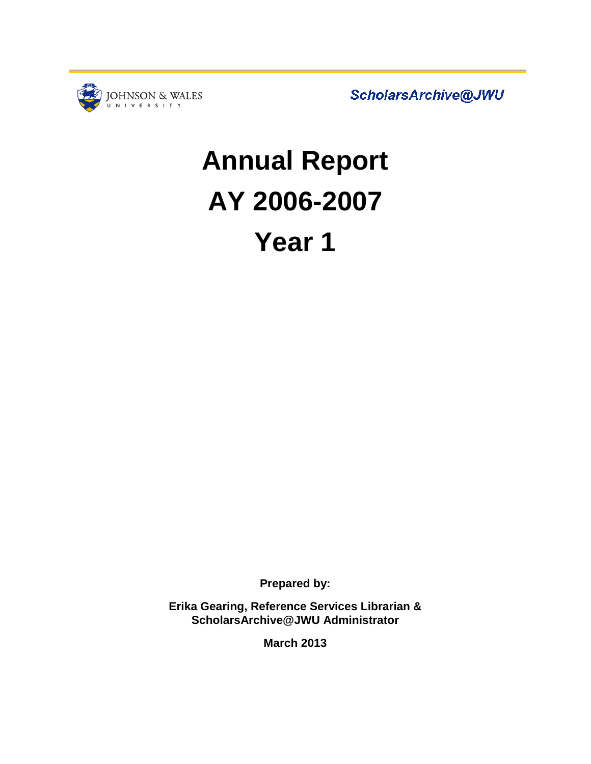JOHNSON & WALES UNIVERSITY

*ScholarsArchive@JWU*

# Annual Report

# AY 2006-2007

# Year 1

**Prepared by:**

**Erika Gearing, Reference Services Librarian & ScholarsArchive@JWU Administrator**

**March 2013**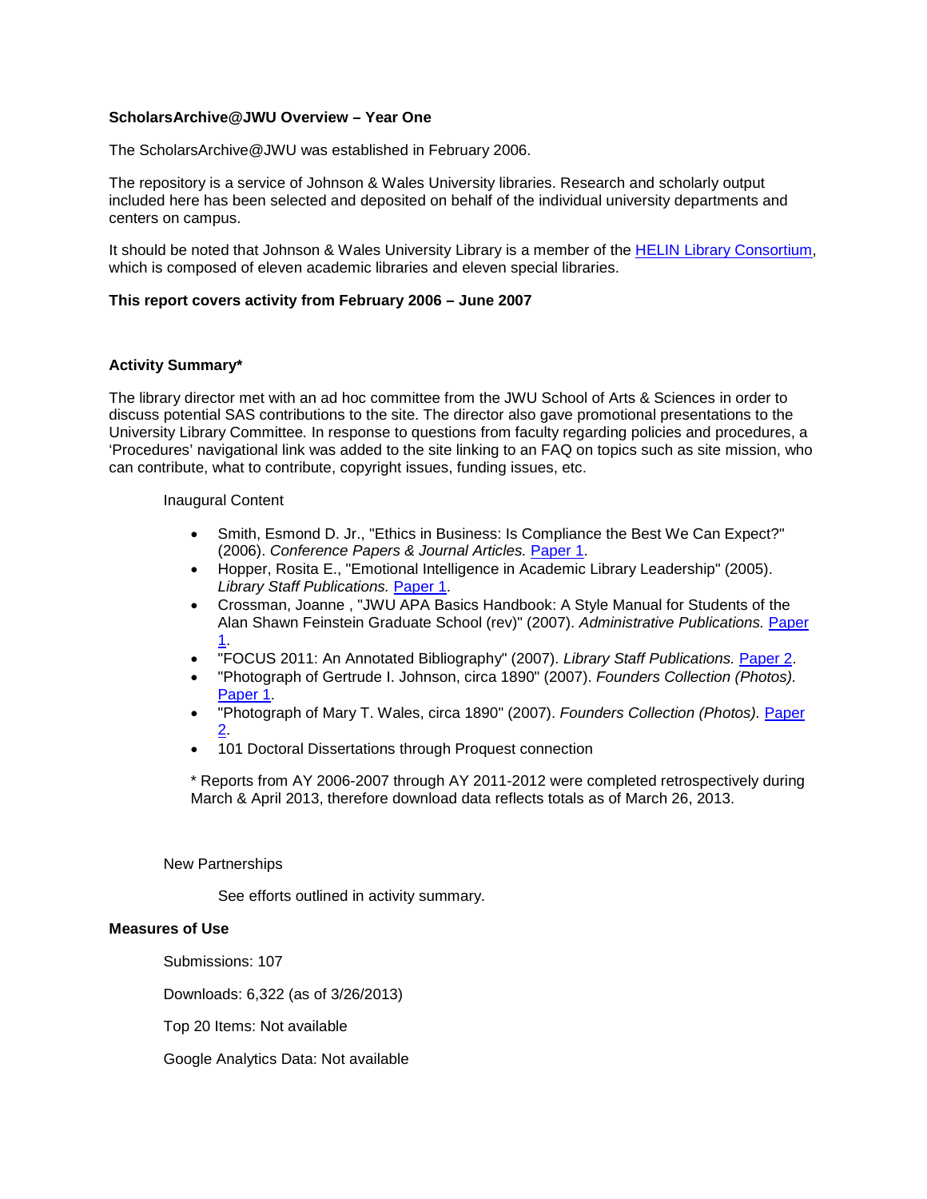**ScholarsArchive@JWU Overview – Year One**

The ScholarsArchive@JWU was established in February 2006.

The repository is a service of Johnson & Wales University libraries. Research and scholarly output included here has been selected and deposited on behalf of the individual university departments and centers on campus.

It should be noted that Johnson & Wales University Library is a member of the HELIN Library Consortium, which is composed of eleven academic libraries and eleven special libraries.

**This report covers activity from February 2006 – June 2007**

**Activity Summary***

The library director met with an ad hoc committee from the JWU School of Arts & Sciences in order to discuss potential SAS contributions to the site. The director also gave promotional presentations to the University Library Committee. In response to questions from faculty regarding policies and procedures, a 'Procedures' navigational link was added to the site linking to an FAQ on topics such as site mission, who can contribute, what to contribute, copyright issues, funding issues, etc.

Inaugural Content

- Smith, Esmond D. Jr., "Ethics in Business: Is Compliance the Best We Can Expect?" (2006). *Conference Papers & Journal Articles.* Paper 1.
- Hopper, Rosita E., "Emotional Intelligence in Academic Library Leadership" (2005). *Library Staff Publications.* Paper 1.
- Crossman, Joanne , "JWU APA Basics Handbook: A Style Manual for Students of the Alan Shawn Feinstein Graduate School (rev)" (2007). *Administrative Publications.* Paper 1.
- "FOCUS 2011: An Annotated Bibliography" (2007). *Library Staff Publications.* Paper 2.
- "Photograph of Gertrude I. Johnson, circa 1890" (2007). *Founders Collection (Photos).* Paper 1.
- "Photograph of Mary T. Wales, circa 1890" (2007). *Founders Collection (Photos).* Paper 2.
- 101 Doctoral Dissertations through Proquest connection

* Reports from AY 2006-2007 through AY 2011-2012 were completed retrospectively during March & April 2013, therefore download data reflects totals as of March 26, 2013.

New Partnerships

See efforts outlined in activity summary.

**Measures of Use**

Submissions: 107

Downloads: 6,322 (as of 3/26/2013)

Top 20 Items: Not available

Google Analytics Data: Not available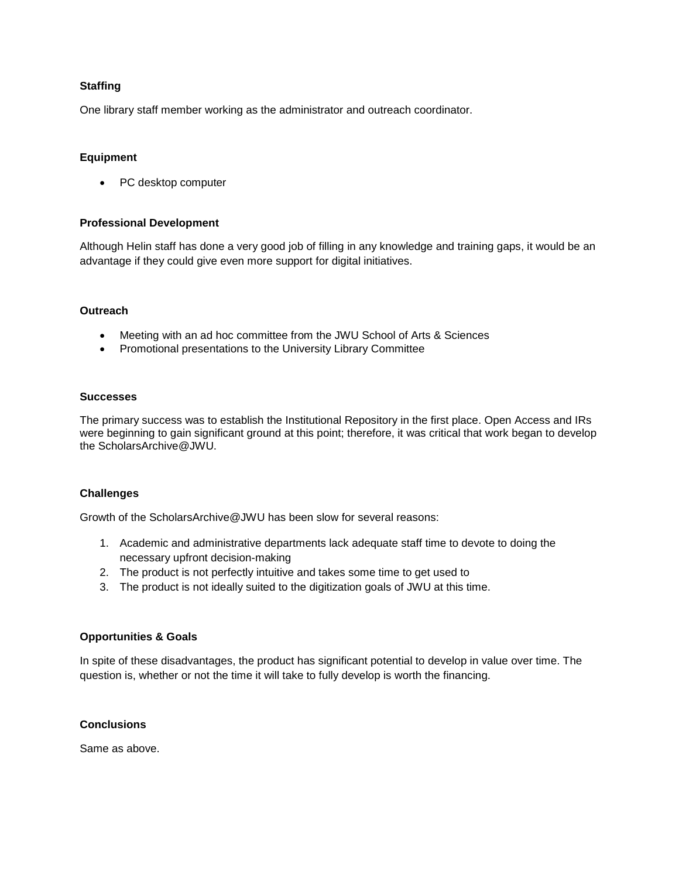**Staffing**

One library staff member working as the administrator and outreach coordinator.

**Equipment**

- PC desktop computer

**Professional Development**

Although Helin staff has done a very good job of filling in any knowledge and training gaps, it would be an advantage if they could give even more support for digital initiatives.

**Outreach**

- Meeting with an ad hoc committee from the JWU School of Arts & Sciences
- Promotional presentations to the University Library Committee

**Successes**

The primary success was to establish the Institutional Repository in the first place. Open Access and IRs were beginning to gain significant ground at this point; therefore, it was critical that work began to develop the ScholarsArchive@JWU.

**Challenges**

Growth of the ScholarsArchive@JWU has been slow for several reasons:

1. Academic and administrative departments lack adequate staff time to devote to doing the necessary upfront decision-making
2. The product is not perfectly intuitive and takes some time to get used to
3. The product is not ideally suited to the digitization goals of JWU at this time.

**Opportunities & Goals**

In spite of these disadvantages, the product has significant potential to develop in value over time. The question is, whether or not the time it will take to fully develop is worth the financing.

**Conclusions**

Same as above.